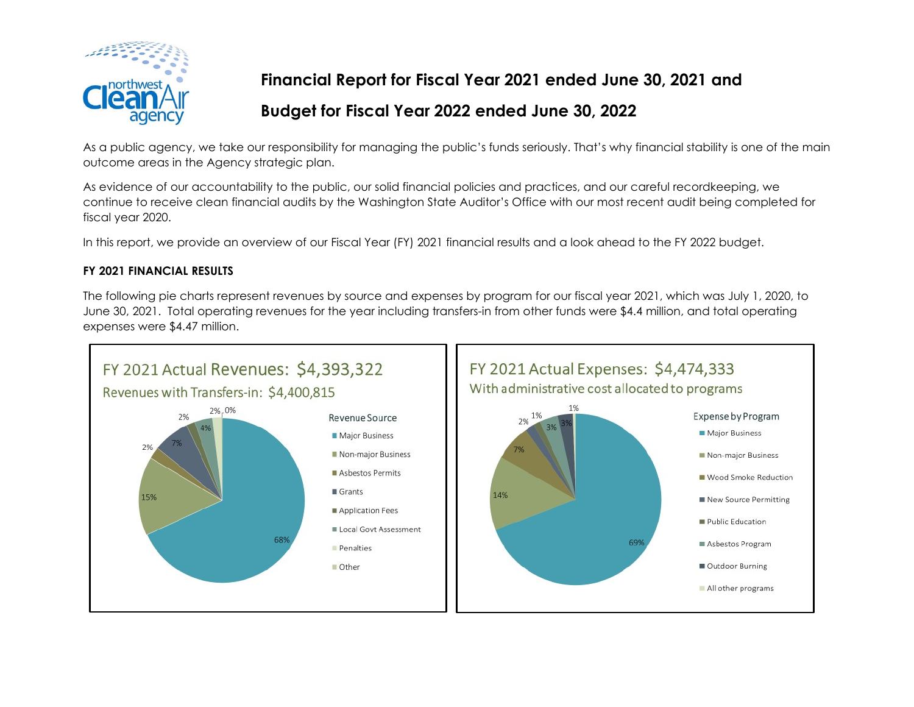# Financial Report for Fiscal Year 2021 ended June 30, 2021 and

# Budget for Fiscal Year 2022 ended June 30, 2022

As a public agency, we take our responsibility for managing the public's funds seriously. That's why financial stability is one of the main outcome areas in the Agency strategic plan.

As evidence of our accountability to the public, our solid financial policies and practices, and our careful recordkeeping, we continue to receive clean financial audits by the Washington State Auditor's Office with our most recent audit being completed for fiscal year 2020.

In this report, we provide an overview of our Fiscal Year (FY) 2021 financial results and a look ahead to the FY 2022 budget.

**FY 2021 FINANCIAL RESULTS**

The following pie charts represent revenues by source and expenses by program for our fiscal year 2021, which was July 1, 2020, to June 30, 2021. Total operating revenues for the year including transfers-in from other funds were $4.4 million, and total operating expenses were $4.47 million.

**FY 2021 Actual Revenues: $4,393,322**
Revenues with Transfers-in: $4,400,815

| Revenue Source | % |
|---|---|
| Major Business | 68% |
| Non-major Business | 15% |
| Asbestos Permits | 2% |
| Grants | 7% |
| Application Fees | 2% |
| Local Govt Assessment | 4% |
| Penalties | 2% |
| Other | 0% |

**FY 2021 Actual Expenses: $4,474,333**
With administrative cost allocated to programs

| Expense by Program | % |
|---|---|
| Major Business | 69% |
| Non-major Business | 14% |
| Wood Smoke Reduction | 7% |
| New Source Permitting | 2% |
| Public Education | 1% |
| Asbestos Program | 3% |
| Outdoor Burning | 3% |
| All other programs | 1% |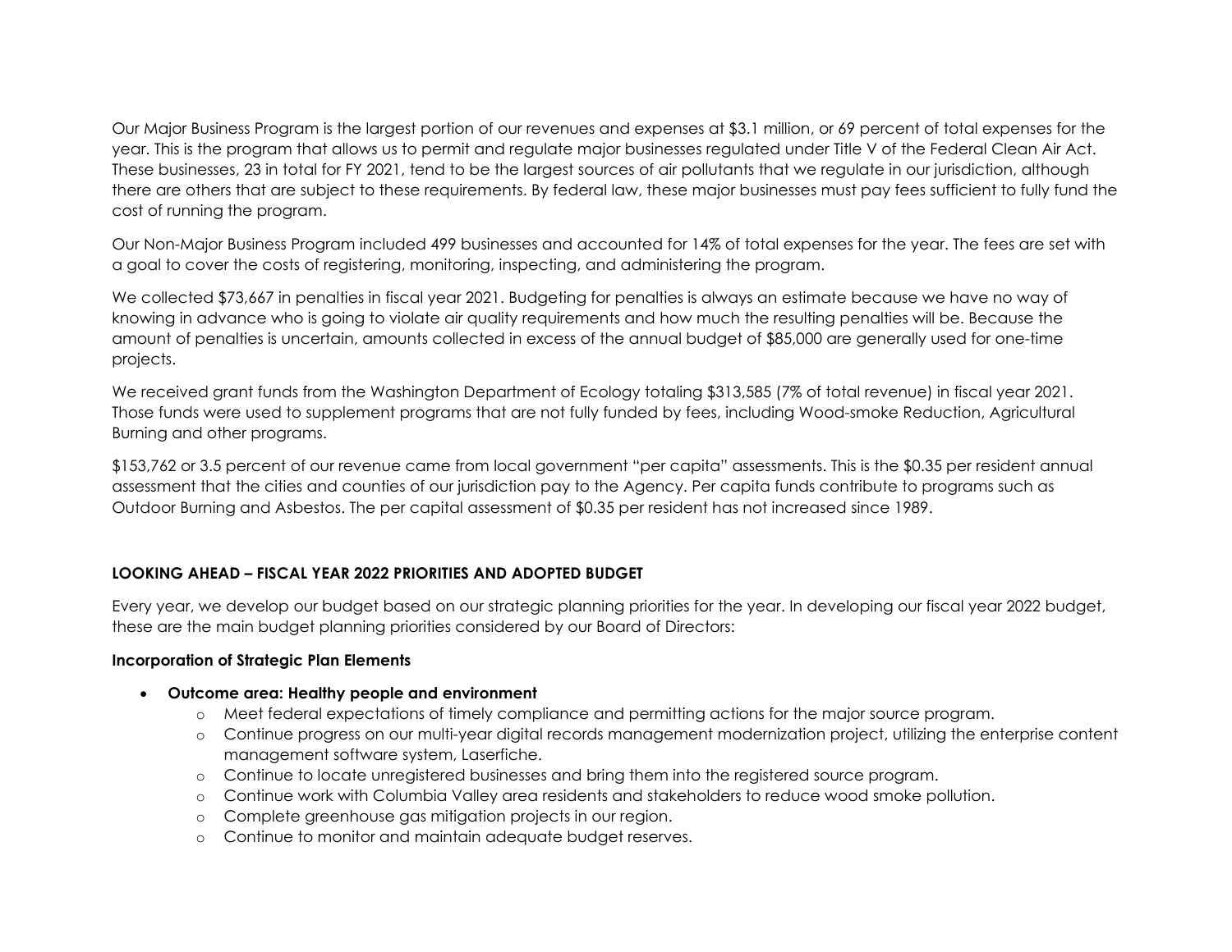Our Major Business Program is the largest portion of our revenues and expenses at $3.1 million, or 69 percent of total expenses for the year. This is the program that allows us to permit and regulate major businesses regulated under Title V of the Federal Clean Air Act. These businesses, 23 in total for FY 2021, tend to be the largest sources of air pollutants that we regulate in our jurisdiction, although there are others that are subject to these requirements. By federal law, these major businesses must pay fees sufficient to fully fund the cost of running the program.

Our Non-Major Business Program included 499 businesses and accounted for 14% of total expenses for the year. The fees are set with a goal to cover the costs of registering, monitoring, inspecting, and administering the program.

We collected $73,667 in penalties in fiscal year 2021. Budgeting for penalties is always an estimate because we have no way of knowing in advance who is going to violate air quality requirements and how much the resulting penalties will be. Because the amount of penalties is uncertain, amounts collected in excess of the annual budget of $85,000 are generally used for one-time projects.

We received grant funds from the Washington Department of Ecology totaling $313,585 (7% of total revenue) in fiscal year 2021. Those funds were used to supplement programs that are not fully funded by fees, including Wood-smoke Reduction, Agricultural Burning and other programs.

$153,762 or 3.5 percent of our revenue came from local government "per capita" assessments. This is the $0.35 per resident annual assessment that the cities and counties of our jurisdiction pay to the Agency. Per capita funds contribute to programs such as Outdoor Burning and Asbestos. The per capital assessment of $0.35 per resident has not increased since 1989.

## LOOKING AHEAD – FISCAL YEAR 2022 PRIORITIES AND ADOPTED BUDGET

Every year, we develop our budget based on our strategic planning priorities for the year. In developing our fiscal year 2022 budget, these are the main budget planning priorities considered by our Board of Directors:

### Incorporation of Strategic Plan Elements

- **Outcome area: Healthy people and environment**
  - Meet federal expectations of timely compliance and permitting actions for the major source program.
  - Continue progress on our multi-year digital records management modernization project, utilizing the enterprise content management software system, Laserfiche.
  - Continue to locate unregistered businesses and bring them into the registered source program.
  - Continue work with Columbia Valley area residents and stakeholders to reduce wood smoke pollution.
  - Complete greenhouse gas mitigation projects in our region.
  - Continue to monitor and maintain adequate budget reserves.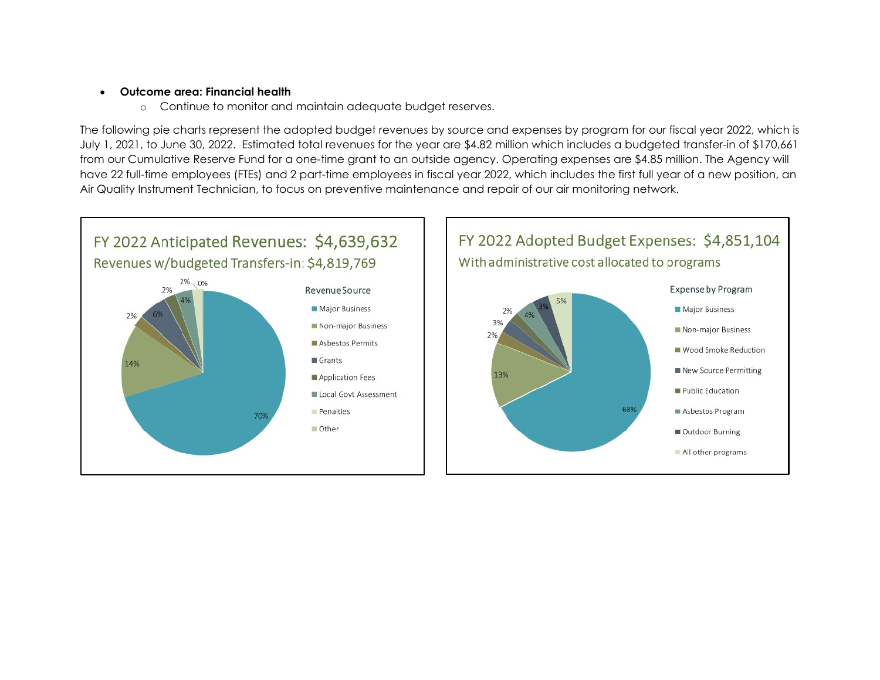- **Outcome area: Financial health**
    - Continue to monitor and maintain adequate budget reserves.

The following pie charts represent the adopted budget revenues by source and expenses by program for our fiscal year 2022, which is July 1, 2021, to June 30, 2022. Estimated total revenues for the year are $4.82 million which includes a budgeted transfer-in of $170,661 from our Cumulative Reserve Fund for a one-time grant to an outside agency. Operating expenses are $4.85 million. The Agency will have 22 full-time employees (FTEs) and 2 part-time employees in fiscal year 2022, which includes the first full year of a new position, an Air Quality Instrument Technician, to focus on preventive maintenance and repair of our air monitoring network.

FY 2022 Anticipated Revenues: $4,639,632

Revenues w/budgeted Transfers-in: $4,819,769

Revenue Source

Major Business
Non-major Business
Asbestos Permits
Grants
Application Fees
Local Govt Assessment
Penalties
Other

70%
14%
2%
6%
2%
4%
2%
0%

FY 2022 Adopted Budget Expenses: $4,851,104

With administrative cost allocated to programs

Expense by Program

Major Business
Non-major Business
Wood Smoke Reduction
New Source Permitting
Public Education
Asbestos Program
Outdoor Burning
All other programs

68%
13%
2%
3%
2%
4%
3%
5%